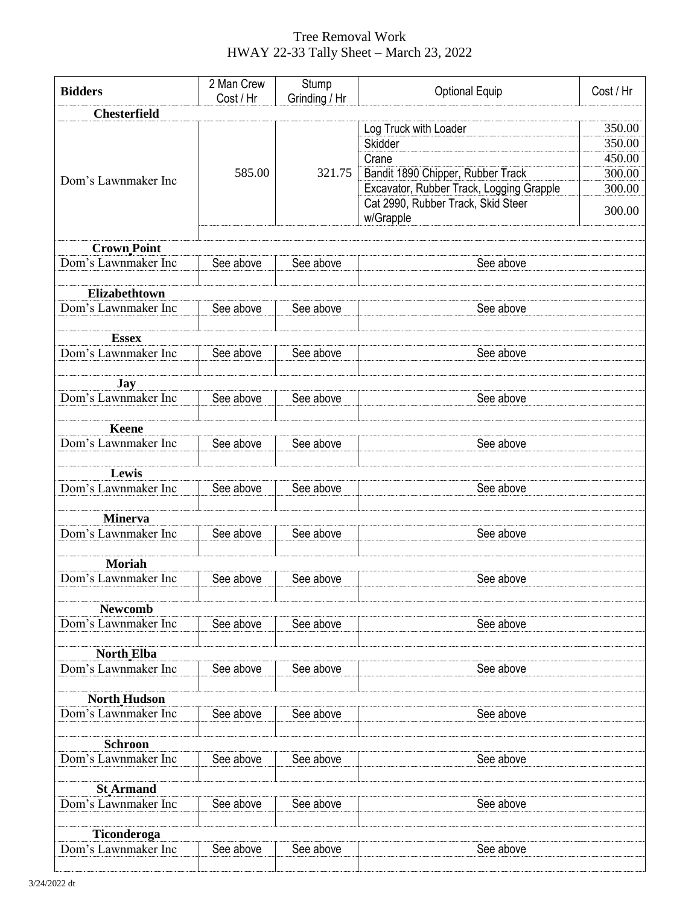# Tree Removal Work

## HWAY 22-33 Tally Sheet – March 23, 2022

| Bidders | 2 Man Crew Cost / Hr | Stump Grinding / Hr | Optional Equip | Cost / Hr |
|---|---|---|---|---|
| **Chesterfield** | | | | |
| Dom's Lawnmaker Inc | 585.00 | 321.75 | Log Truck with Loader | 350.00 |
| | | | Skidder | 350.00 |
| | | | Crane | 450.00 |
| | | | Bandit 1890 Chipper, Rubber Track | 300.00 |
| | | | Excavator, Rubber Track, Logging Grapple | 300.00 |
| | | | Cat 2990, Rubber Track, Skid Steer w/Grapple | 300.00 |
| **Crown Point** | | | | |
| Dom's Lawnmaker Inc | See above | See above | See above | |
| **Elizabethtown** | | | | |
| Dom's Lawnmaker Inc | See above | See above | See above | |
| **Essex** | | | | |
| Dom's Lawnmaker Inc | See above | See above | See above | |
| **Jay** | | | | |
| Dom's Lawnmaker Inc | See above | See above | See above | |
| **Keene** | | | | |
| Dom's Lawnmaker Inc | See above | See above | See above | |
| **Lewis** | | | | |
| Dom's Lawnmaker Inc | See above | See above | See above | |
| **Minerva** | | | | |
| Dom's Lawnmaker Inc | See above | See above | See above | |
| **Moriah** | | | | |
| Dom's Lawnmaker Inc | See above | See above | See above | |
| **Newcomb** | | | | |
| Dom's Lawnmaker Inc | See above | See above | See above | |
| **North Elba** | | | | |
| Dom's Lawnmaker Inc | See above | See above | See above | |
| **North Hudson** | | | | |
| Dom's Lawnmaker Inc | See above | See above | See above | |
| **Schroon** | | | | |
| Dom's Lawnmaker Inc | See above | See above | See above | |
| **St Armand** | | | | |
| Dom's Lawnmaker Inc | See above | See above | See above | |
| **Ticonderoga** | | | | |
| Dom's Lawnmaker Inc | See above | See above | See above | |

3/24/2022 dt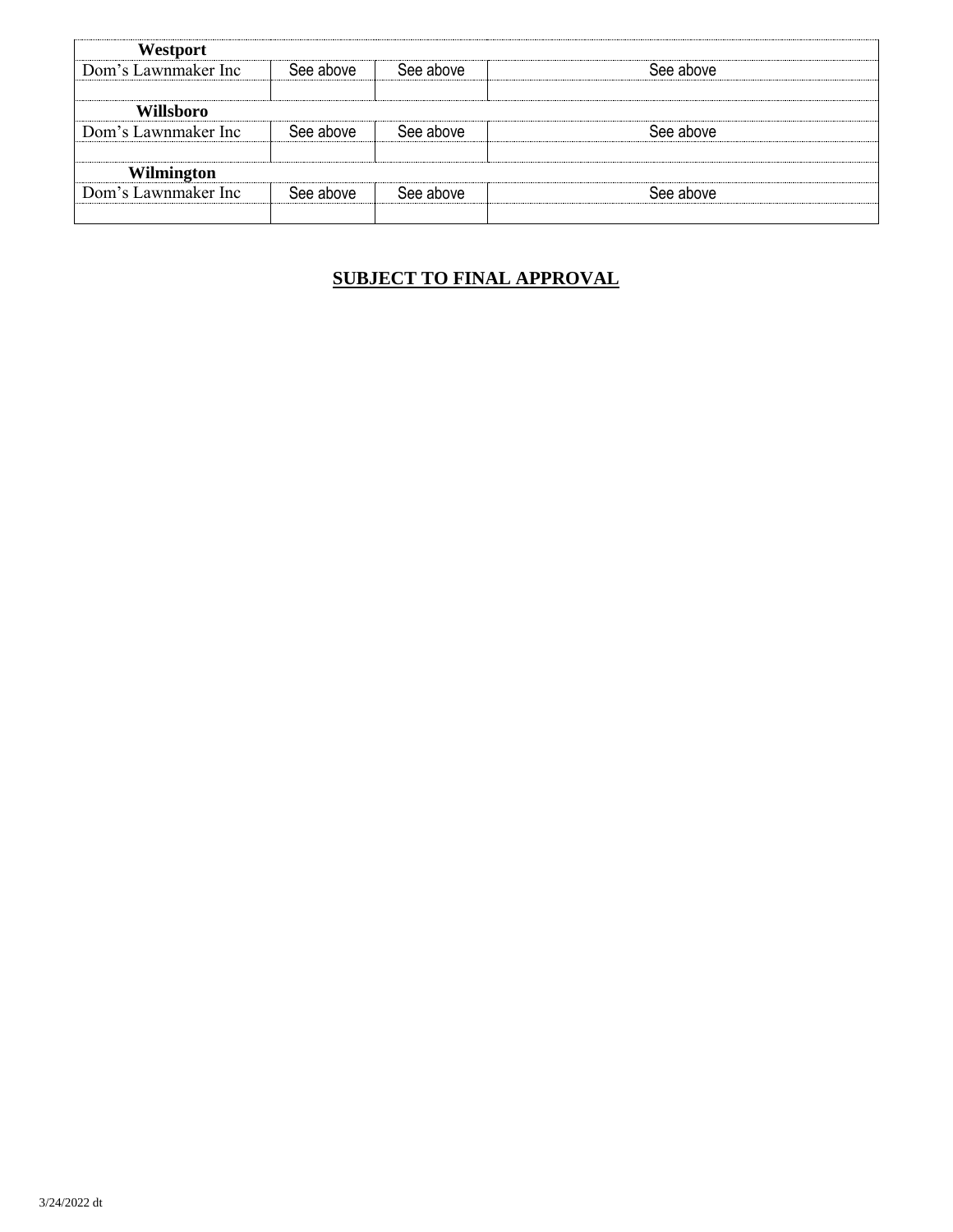| | | | |
|---|---|---|---|
| **Westport** | | | |
| Dom's Lawnmaker Inc | See above | See above | See above |
| | | | |
| **Willsboro** | | | |
| Dom's Lawnmaker Inc | See above | See above | See above |
| | | | |
| **Wilmington** | | | |
| Dom's Lawnmaker Inc | See above | See above | See above |
| | | | |

**SUBJECT TO FINAL APPROVAL**

3/24/2022 dt